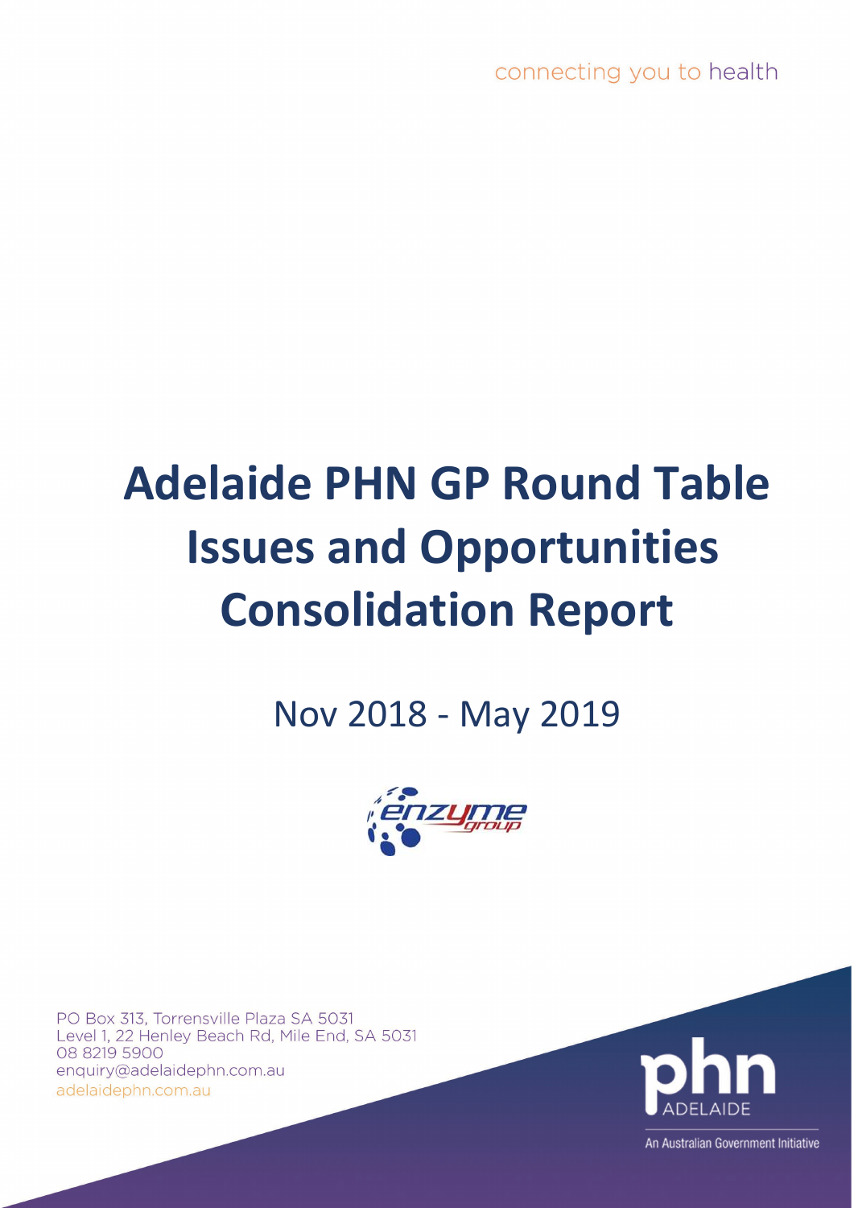connecting you to health

# Adelaide PHN GP Round Table Issues and Opportunities Consolidation Report

Nov 2018 - May 2019

enzyme group

PO Box 313, Torrensville Plaza SA 5031
Level 1, 22 Henley Beach Rd, Mile End, SA 5031
08 8219 5900
enquiry@adelaidephn.com.au
adelaidephn.com.au

phn ADELAIDE

An Australian Government Initiative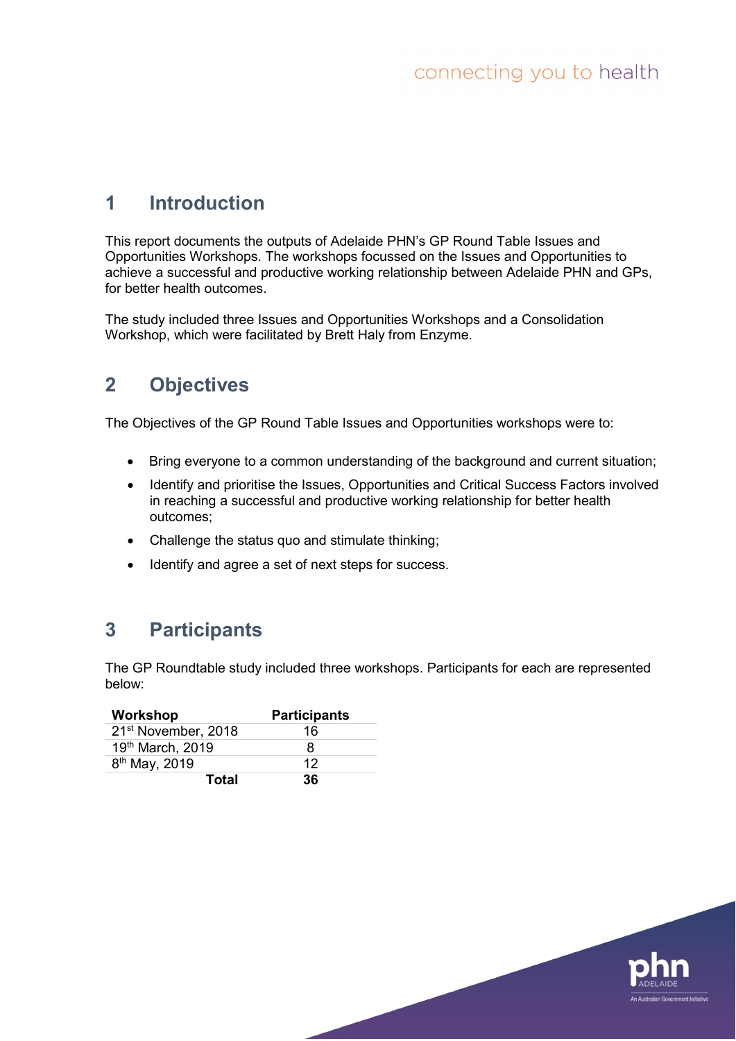## 1 Introduction

This report documents the outputs of Adelaide PHN's GP Round Table Issues and Opportunities Workshops. The workshops focussed on the Issues and Opportunities to achieve a successful and productive working relationship between Adelaide PHN and GPs, for better health outcomes.

The study included three Issues and Opportunities Workshops and a Consolidation Workshop, which were facilitated by Brett Haly from Enzyme.

## 2 Objectives

The Objectives of the GP Round Table Issues and Opportunities workshops were to:

- Bring everyone to a common understanding of the background and current situation;
- Identify and prioritise the Issues, Opportunities and Critical Success Factors involved in reaching a successful and productive working relationship for better health outcomes;
- Challenge the status quo and stimulate thinking;
- Identify and agree a set of next steps for success.

## 3 Participants

The GP Roundtable study included three workshops. Participants for each are represented below:

| Workshop | Participants |
|---|---|
| 21st November, 2018 | 16 |
| 19th March, 2019 | 8 |
| 8th May, 2019 | 12 |
| **Total** | **36** |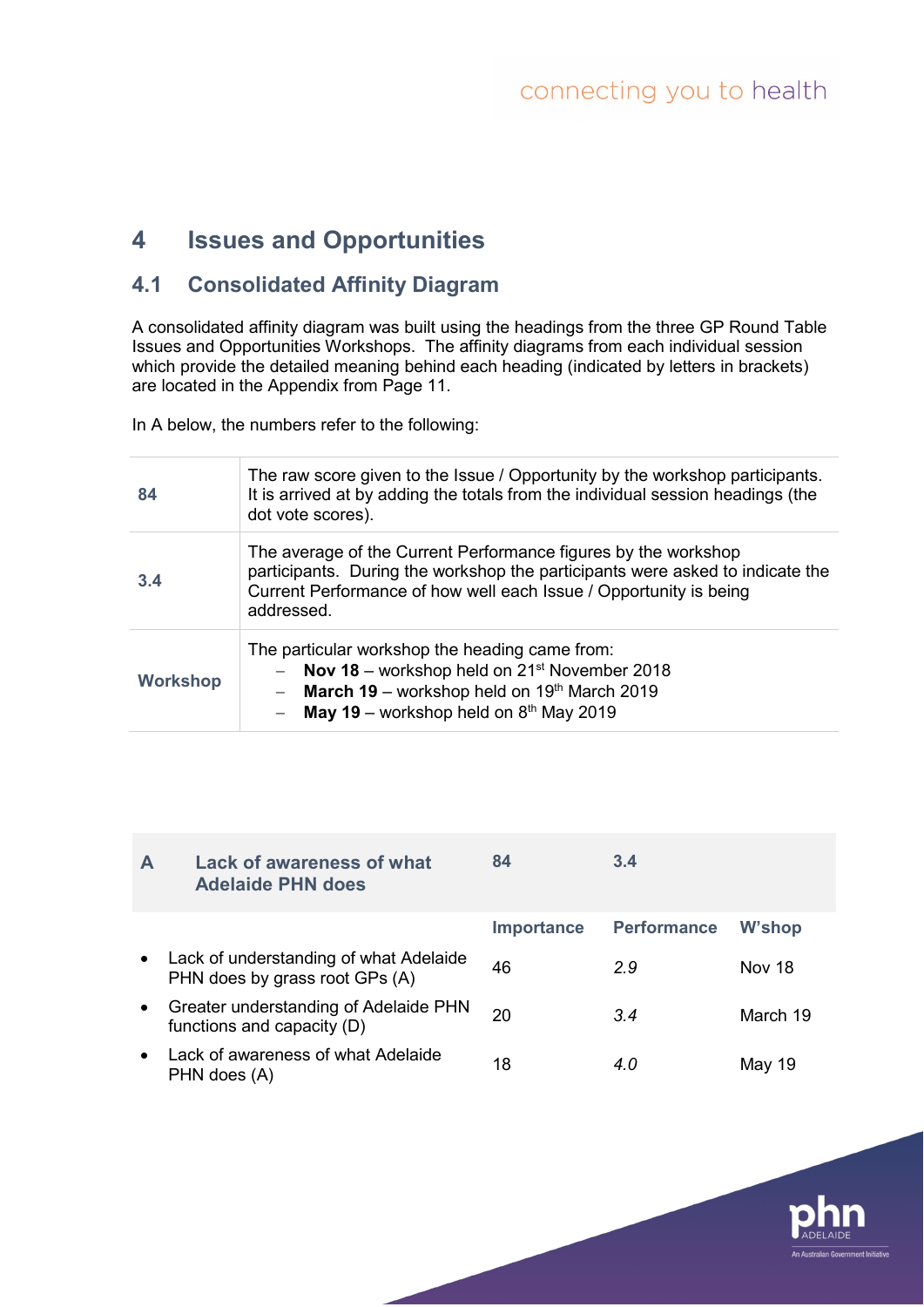# 4 Issues and Opportunities

## 4.1 Consolidated Affinity Diagram

A consolidated affinity diagram was built using the headings from the three GP Round Table Issues and Opportunities Workshops. The affinity diagrams from each individual session which provide the detailed meaning behind each heading (indicated by letters in brackets) are located in the Appendix from Page 11.

In A below, the numbers refer to the following:

| | |
|---|---|
| **84** | The raw score given to the Issue / Opportunity by the workshop participants. It is arrived at by adding the totals from the individual session headings (the dot vote scores). |
| **3.4** | The average of the Current Performance figures by the workshop participants. During the workshop the participants were asked to indicate the Current Performance of how well each Issue / Opportunity is being addressed. |
| **Workshop** | The particular workshop the heading came from:<br>– **Nov 18** – workshop held on 21st November 2018<br>– **March 19** – workshop held on 19th March 2019<br>– **May 19** – workshop held on 8th May 2019 |

| **A** | **Lack of awareness of what Adelaide PHN does** | **84** | **3.4** | |
|---|---|---|---|---|
| | | **Importance** | **Performance** | **W'shop** |
| • | Lack of understanding of what Adelaide PHN does by grass root GPs (A) | 46 | *2.9* | Nov 18 |
| • | Greater understanding of Adelaide PHN functions and capacity (D) | 20 | *3.4* | March 19 |
| • | Lack of awareness of what Adelaide PHN does (A) | 18 | *4.0* | May 19 |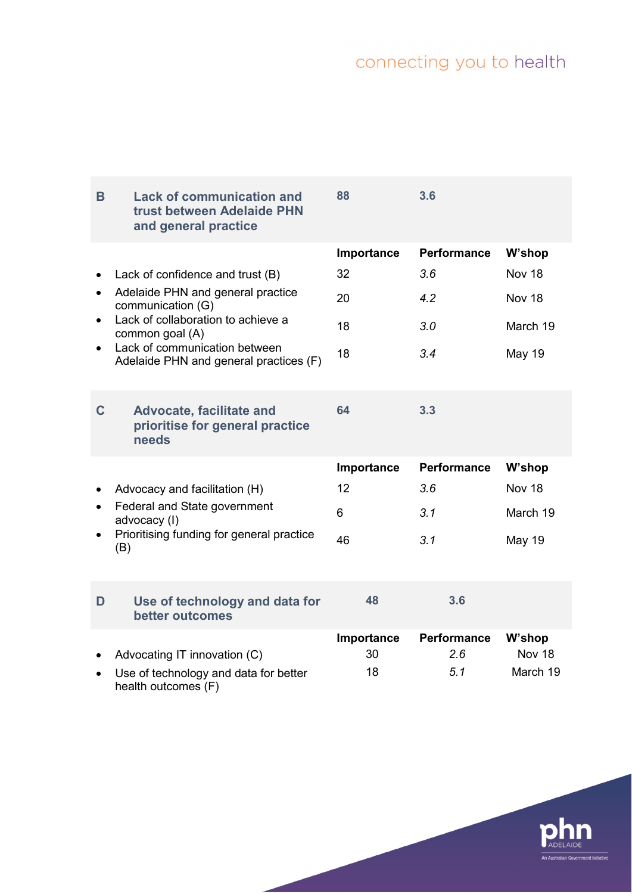| B | Lack of communication and trust between Adelaide PHN and general practice | 88 | 3.6 | |
|---|---|---|---|---|
| | | Importance | Performance | W'shop |
| • | Lack of confidence and trust (B) | 32 | *3.6* | Nov 18 |
| • | Adelaide PHN and general practice communication (G) | 20 | *4.2* | Nov 18 |
| • | Lack of collaboration to achieve a common goal (A) | 18 | *3.0* | March 19 |
| • | Lack of communication between Adelaide PHN and general practices (F) | 18 | *3.4* | May 19 |

| C | Advocate, facilitate and prioritise for general practice needs | 64 | 3.3 | |
|---|---|---|---|---|
| | | Importance | Performance | W'shop |
| • | Advocacy and facilitation (H) | 12 | *3.6* | Nov 18 |
| • | Federal and State government advocacy (I) | 6 | *3.1* | March 19 |
| • | Prioritising funding for general practice (B) | 46 | *3.1* | May 19 |

| D | Use of technology and data for better outcomes | 48 | 3.6 | |
|---|---|---|---|---|
| | | Importance | Performance | W'shop |
| • | Advocating IT innovation (C) | 30 | *2.6* | Nov 18 |
| • | Use of technology and data for better health outcomes (F) | 18 | *5.1* | March 19 |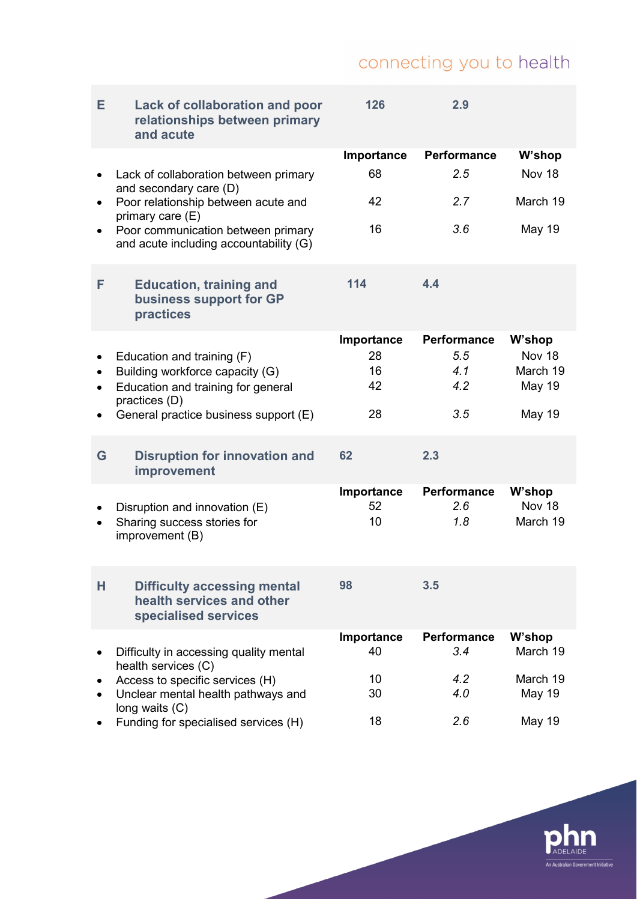| E | Lack of collaboration and poor relationships between primary and acute | 126 | 2.9 | |
|---|---|---|---|---|
| | | **Importance** | **Performance** | **W'shop** |
| • | Lack of collaboration between primary and secondary care (D) | 68 | *2.5* | Nov 18 |
| • | Poor relationship between acute and primary care (E) | 42 | *2.7* | March 19 |
| • | Poor communication between primary and acute including accountability (G) | 16 | *3.6* | May 19 |

| F | Education, training and business support for GP practices | 114 | 4.4 | |
|---|---|---|---|---|
| | | **Importance** | **Performance** | **W'shop** |
| • | Education and training (F) | 28 | *5.5* | Nov 18 |
| • | Building workforce capacity (G) | 16 | *4.1* | March 19 |
| • | Education and training for general practices (D) | 42 | *4.2* | May 19 |
| • | General practice business support (E) | 28 | *3.5* | May 19 |

| G | Disruption for innovation and improvement | 62 | 2.3 | |
|---|---|---|---|---|
| | | **Importance** | **Performance** | **W'shop** |
| • | Disruption and innovation (E) | 52 | *2.6* | Nov 18 |
| • | Sharing success stories for improvement (B) | 10 | *1.8* | March 19 |

| H | Difficulty accessing mental health services and other specialised services | 98 | 3.5 | |
|---|---|---|---|---|
| | | **Importance** | **Performance** | **W'shop** |
| • | Difficulty in accessing quality mental health services (C) | 40 | *3.4* | March 19 |
| • | Access to specific services (H) | 10 | *4.2* | March 19 |
| • | Unclear mental health pathways and long waits (C) | 30 | *4.0* | May 19 |
| • | Funding for specialised services (H) | 18 | *2.6* | May 19 |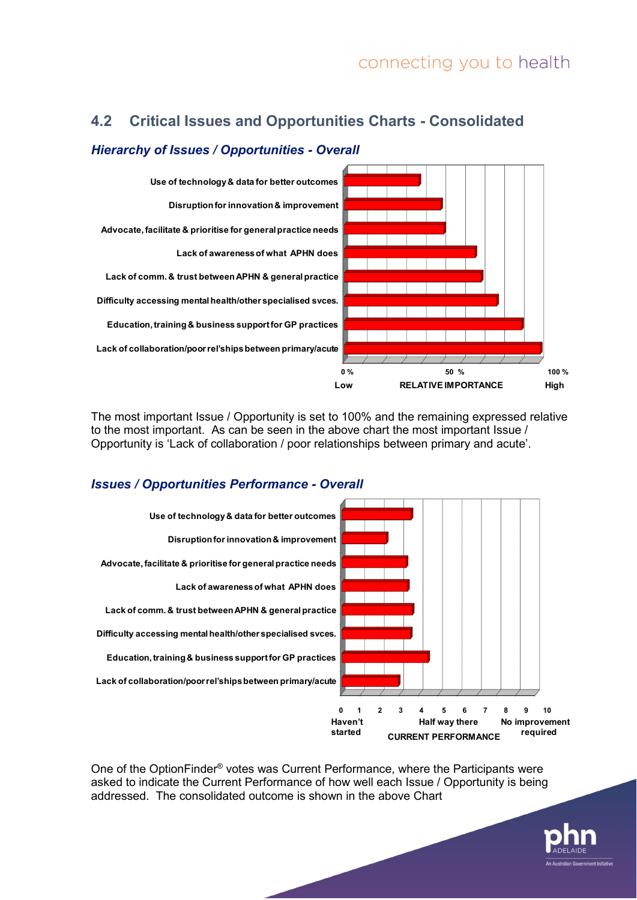## 4.2 Critical Issues and Opportunities Charts - Consolidated

### *Hierarchy of Issues / Opportunities - Overall*

Use of technology & data for better outcomes

Disruption for innovation & improvement

Advocate, facilitate & prioritise for general practice needs

Lack of awareness of what APHN does

Lack of comm. & trust between APHN & general practice

Difficulty accessing mental health/other specialised svces.

Education, training & business support for GP practices

Lack of collaboration/poor rel'ships between primary/acute

0 % | 50 % | 100 %

Low | RELATIVE IMPORTANCE | High

The most important Issue / Opportunity is set to 100% and the remaining expressed relative to the most important. As can be seen in the above chart the most important Issue / Opportunity is 'Lack of collaboration / poor relationships between primary and acute'.

### *Issues / Opportunities Performance - Overall*

Use of technology & data for better outcomes

Disruption for innovation & improvement

Advocate, facilitate & prioritise for general practice needs

Lack of awareness of what APHN does

Lack of comm. & trust between APHN & general practice

Difficulty accessing mental health/other specialised svces.

Education, training & business support for GP practices

Lack of collaboration/poor rel'ships between primary/acute

0 1 2 3 4 5 6 7 8 9 10

Haven't started | Half way there | No improvement required

CURRENT PERFORMANCE

One of the OptionFinder® votes was Current Performance, where the Participants were asked to indicate the Current Performance of how well each Issue / Opportunity is being addressed. The consolidated outcome is shown in the above Chart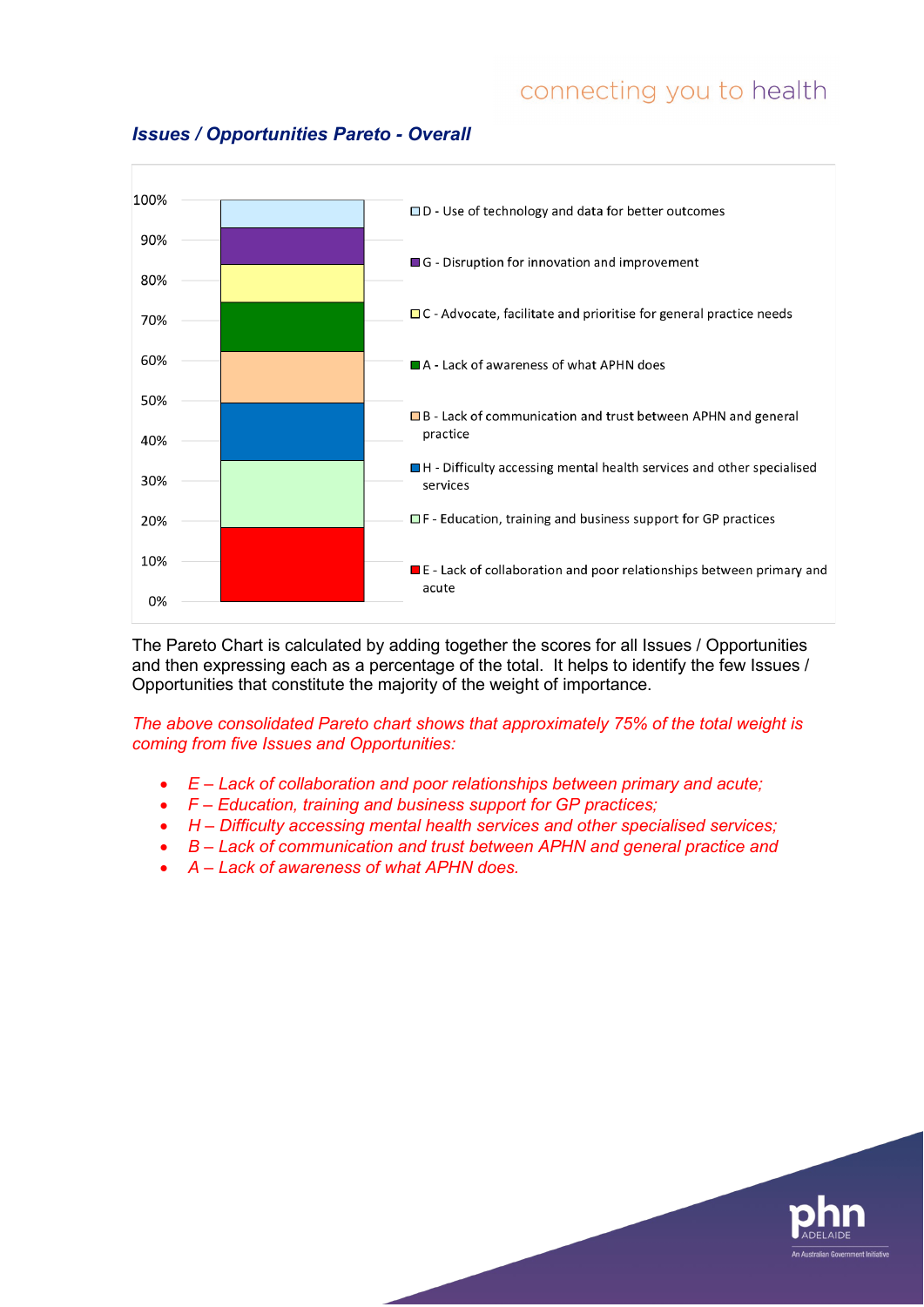### *Issues / Opportunities Pareto - Overall*

100%
90%
80%
70%
60%
50%
40%
30%
20%
10%
0%

- D - Use of technology and data for better outcomes
- G - Disruption for innovation and improvement
- C - Advocate, facilitate and prioritise for general practice needs
- A - Lack of awareness of what APHN does
- B - Lack of communication and trust between APHN and general practice
- H - Difficulty accessing mental health services and other specialised services
- F - Education, training and business support for GP practices
- E - Lack of collaboration and poor relationships between primary and acute

The Pareto Chart is calculated by adding together the scores for all Issues / Opportunities and then expressing each as a percentage of the total. It helps to identify the few Issues / Opportunities that constitute the majority of the weight of importance.

*The above consolidated Pareto chart shows that approximately 75% of the total weight is coming from five Issues and Opportunities:*

- *E – Lack of collaboration and poor relationships between primary and acute;*
- *F – Education, training and business support for GP practices;*
- *H – Difficulty accessing mental health services and other specialised services;*
- *B – Lack of communication and trust between APHN and general practice and*
- *A – Lack of awareness of what APHN does.*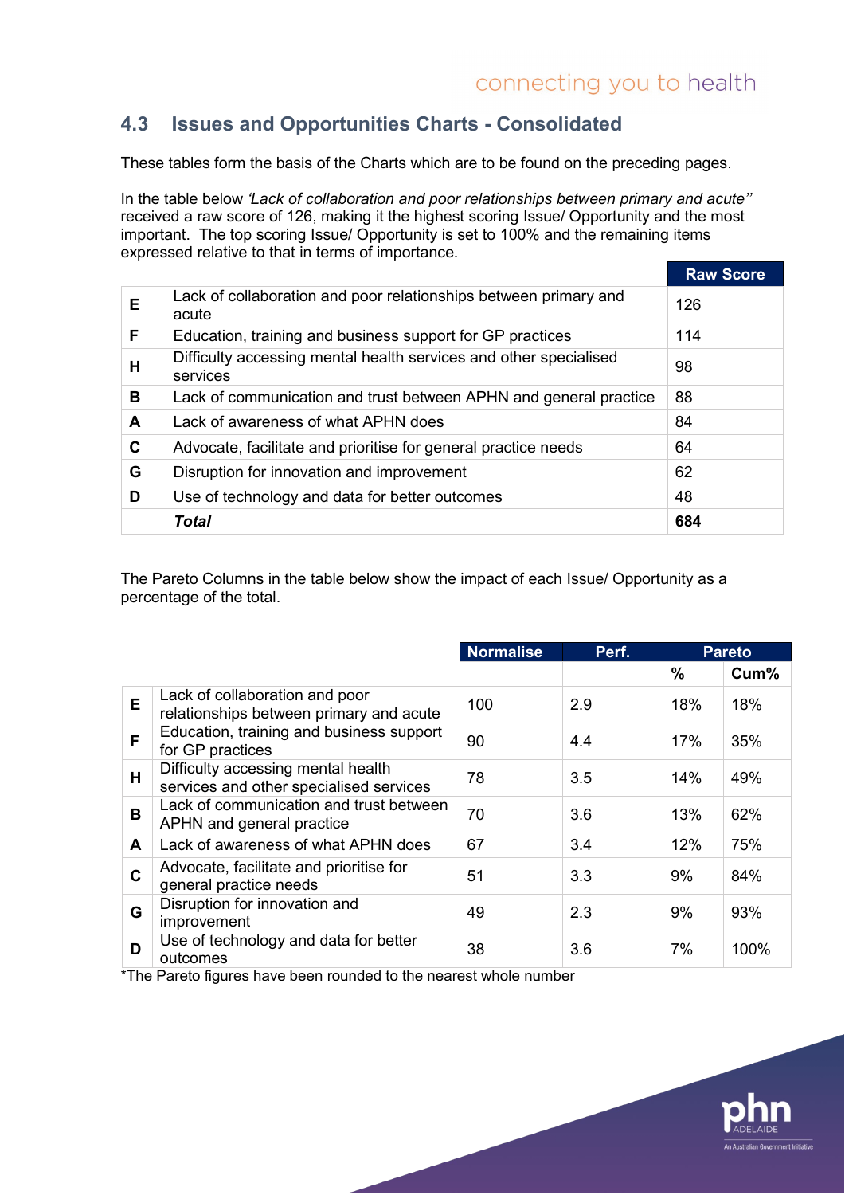## 4.3 Issues and Opportunities Charts - Consolidated

These tables form the basis of the Charts which are to be found on the preceding pages.

In the table below *'Lack of collaboration and poor relationships between primary and acute''* received a raw score of 126, making it the highest scoring Issue/ Opportunity and the most important. The top scoring Issue/ Opportunity is set to 100% and the remaining items expressed relative to that in terms of importance.

| | | Raw Score |
|---|---|---|
| **E** | Lack of collaboration and poor relationships between primary and acute | 126 |
| **F** | Education, training and business support for GP practices | 114 |
| **H** | Difficulty accessing mental health services and other specialised services | 98 |
| **B** | Lack of communication and trust between APHN and general practice | 88 |
| **A** | Lack of awareness of what APHN does | 84 |
| **C** | Advocate, facilitate and prioritise for general practice needs | 64 |
| **G** | Disruption for innovation and improvement | 62 |
| **D** | Use of technology and data for better outcomes | 48 |
| | ***Total*** | **684** |

The Pareto Columns in the table below show the impact of each Issue/ Opportunity as a percentage of the total.

| | | Normalise | Perf. | Pareto | |
|---|---|---|---|---|---|
| | | | | **%** | **Cum%** |
| **E** | Lack of collaboration and poor relationships between primary and acute | 100 | 2.9 | 18% | 18% |
| **F** | Education, training and business support for GP practices | 90 | 4.4 | 17% | 35% |
| **H** | Difficulty accessing mental health services and other specialised services | 78 | 3.5 | 14% | 49% |
| **B** | Lack of communication and trust between APHN and general practice | 70 | 3.6 | 13% | 62% |
| **A** | Lack of awareness of what APHN does | 67 | 3.4 | 12% | 75% |
| **C** | Advocate, facilitate and prioritise for general practice needs | 51 | 3.3 | 9% | 84% |
| **G** | Disruption for innovation and improvement | 49 | 2.3 | 9% | 93% |
| **D** | Use of technology and data for better outcomes | 38 | 3.6 | 7% | 100% |

*The Pareto figures have been rounded to the nearest whole number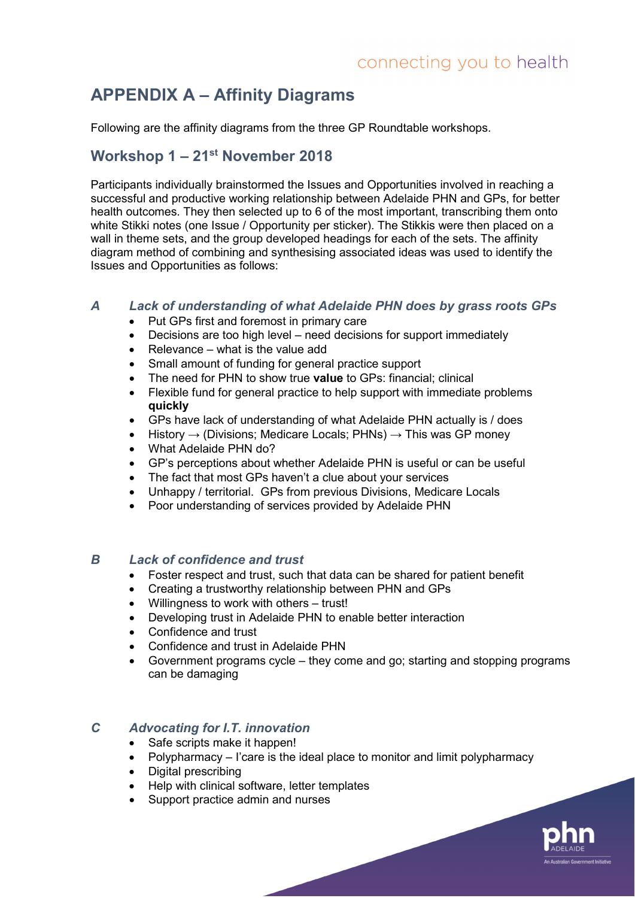# APPENDIX A – Affinity Diagrams

Following are the affinity diagrams from the three GP Roundtable workshops.

## Workshop 1 – 21st November 2018

Participants individually brainstormed the Issues and Opportunities involved in reaching a successful and productive working relationship between Adelaide PHN and GPs, for better health outcomes. They then selected up to 6 of the most important, transcribing them onto white Stikki notes (one Issue / Opportunity per sticker). The Stikkis were then placed on a wall in theme sets, and the group developed headings for each of the sets. The affinity diagram method of combining and synthesising associated ideas was used to identify the Issues and Opportunities as follows:

### *A Lack of understanding of what Adelaide PHN does by grass roots GPs*

- Put GPs first and foremost in primary care
- Decisions are too high level – need decisions for support immediately
- Relevance – what is the value add
- Small amount of funding for general practice support
- The need for PHN to show true **value** to GPs: financial; clinical
- Flexible fund for general practice to help support with immediate problems **quickly**
- GPs have lack of understanding of what Adelaide PHN actually is / does
- History → (Divisions; Medicare Locals; PHNs) → This was GP money
- What Adelaide PHN do?
- GP's perceptions about whether Adelaide PHN is useful or can be useful
- The fact that most GPs haven't a clue about your services
- Unhappy / territorial. GPs from previous Divisions, Medicare Locals
- Poor understanding of services provided by Adelaide PHN

### *B Lack of confidence and trust*

- Foster respect and trust, such that data can be shared for patient benefit
- Creating a trustworthy relationship between PHN and GPs
- Willingness to work with others – trust!
- Developing trust in Adelaide PHN to enable better interaction
- Confidence and trust
- Confidence and trust in Adelaide PHN
- Government programs cycle – they come and go; starting and stopping programs can be damaging

### *C Advocating for I.T. innovation*

- Safe scripts make it happen!
- Polypharmacy – I'care is the ideal place to monitor and limit polypharmacy
- Digital prescribing
- Help with clinical software, letter templates
- Support practice admin and nurses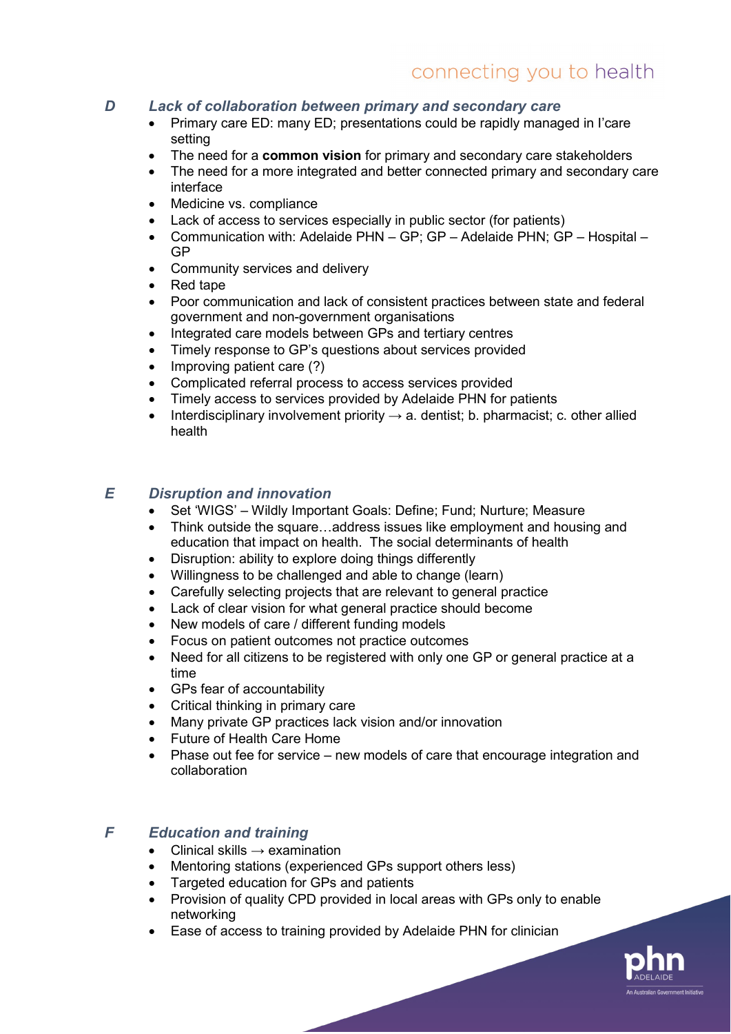### D Lack of collaboration between primary and secondary care

- Primary care ED: many ED; presentations could be rapidly managed in I'care setting
- The need for a **common vision** for primary and secondary care stakeholders
- The need for a more integrated and better connected primary and secondary care interface
- Medicine vs. compliance
- Lack of access to services especially in public sector (for patients)
- Communication with: Adelaide PHN – GP; GP – Adelaide PHN; GP – Hospital – GP
- Community services and delivery
- Red tape
- Poor communication and lack of consistent practices between state and federal government and non-government organisations
- Integrated care models between GPs and tertiary centres
- Timely response to GP's questions about services provided
- Improving patient care (?)
- Complicated referral process to access services provided
- Timely access to services provided by Adelaide PHN for patients
- Interdisciplinary involvement priority → a. dentist; b. pharmacist; c. other allied health

### E Disruption and innovation

- Set 'WIGS' – Wildly Important Goals: Define; Fund; Nurture; Measure
- Think outside the square…address issues like employment and housing and education that impact on health. The social determinants of health
- Disruption: ability to explore doing things differently
- Willingness to be challenged and able to change (learn)
- Carefully selecting projects that are relevant to general practice
- Lack of clear vision for what general practice should become
- New models of care / different funding models
- Focus on patient outcomes not practice outcomes
- Need for all citizens to be registered with only one GP or general practice at a time
- GPs fear of accountability
- Critical thinking in primary care
- Many private GP practices lack vision and/or innovation
- Future of Health Care Home
- Phase out fee for service – new models of care that encourage integration and collaboration

### F Education and training

- Clinical skills → examination
- Mentoring stations (experienced GPs support others less)
- Targeted education for GPs and patients
- Provision of quality CPD provided in local areas with GPs only to enable networking
- Ease of access to training provided by Adelaide PHN for clinician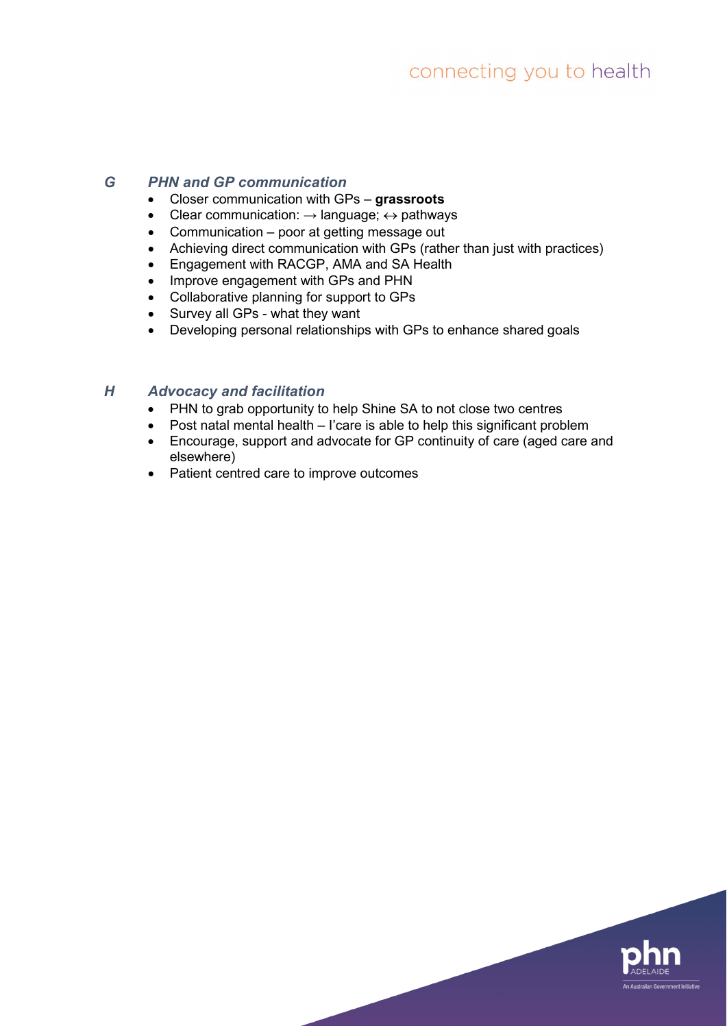### G PHN and GP communication

- Closer communication with GPs – **grassroots**
- Clear communication: → language; ↔ pathways
- Communication – poor at getting message out
- Achieving direct communication with GPs (rather than just with practices)
- Engagement with RACGP, AMA and SA Health
- Improve engagement with GPs and PHN
- Collaborative planning for support to GPs
- Survey all GPs - what they want
- Developing personal relationships with GPs to enhance shared goals

### H Advocacy and facilitation

- PHN to grab opportunity to help Shine SA to not close two centres
- Post natal mental health – I'care is able to help this significant problem
- Encourage, support and advocate for GP continuity of care (aged care and elsewhere)
- Patient centred care to improve outcomes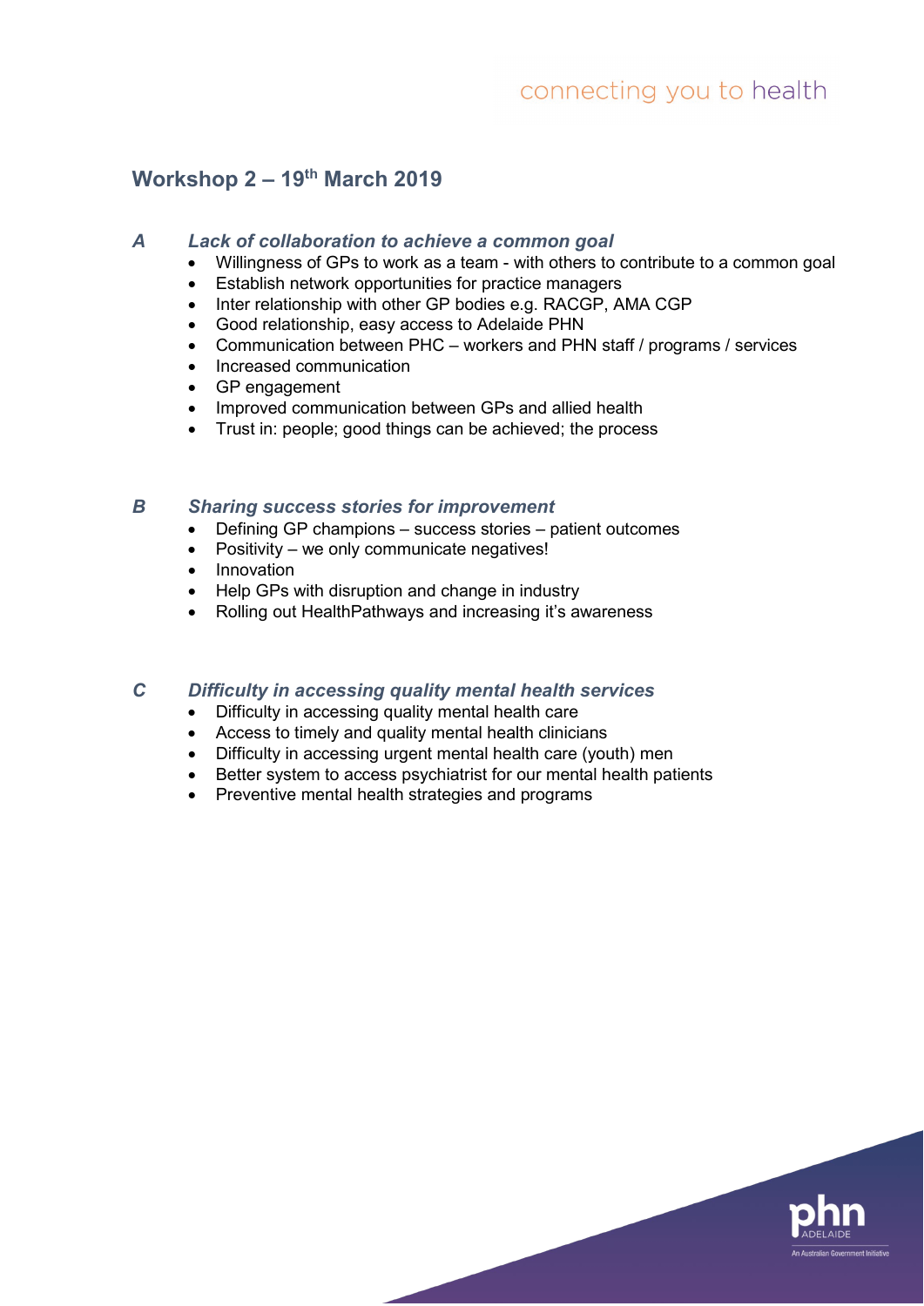## Workshop 2 – 19th March 2019

### *A Lack of collaboration to achieve a common goal*

- Willingness of GPs to work as a team - with others to contribute to a common goal
- Establish network opportunities for practice managers
- Inter relationship with other GP bodies e.g. RACGP, AMA CGP
- Good relationship, easy access to Adelaide PHN
- Communication between PHC – workers and PHN staff / programs / services
- Increased communication
- GP engagement
- Improved communication between GPs and allied health
- Trust in: people; good things can be achieved; the process

### *B Sharing success stories for improvement*

- Defining GP champions – success stories – patient outcomes
- Positivity – we only communicate negatives!
- Innovation
- Help GPs with disruption and change in industry
- Rolling out HealthPathways and increasing it's awareness

### *C Difficulty in accessing quality mental health services*

- Difficulty in accessing quality mental health care
- Access to timely and quality mental health clinicians
- Difficulty in accessing urgent mental health care (youth) men
- Better system to access psychiatrist for our mental health patients
- Preventive mental health strategies and programs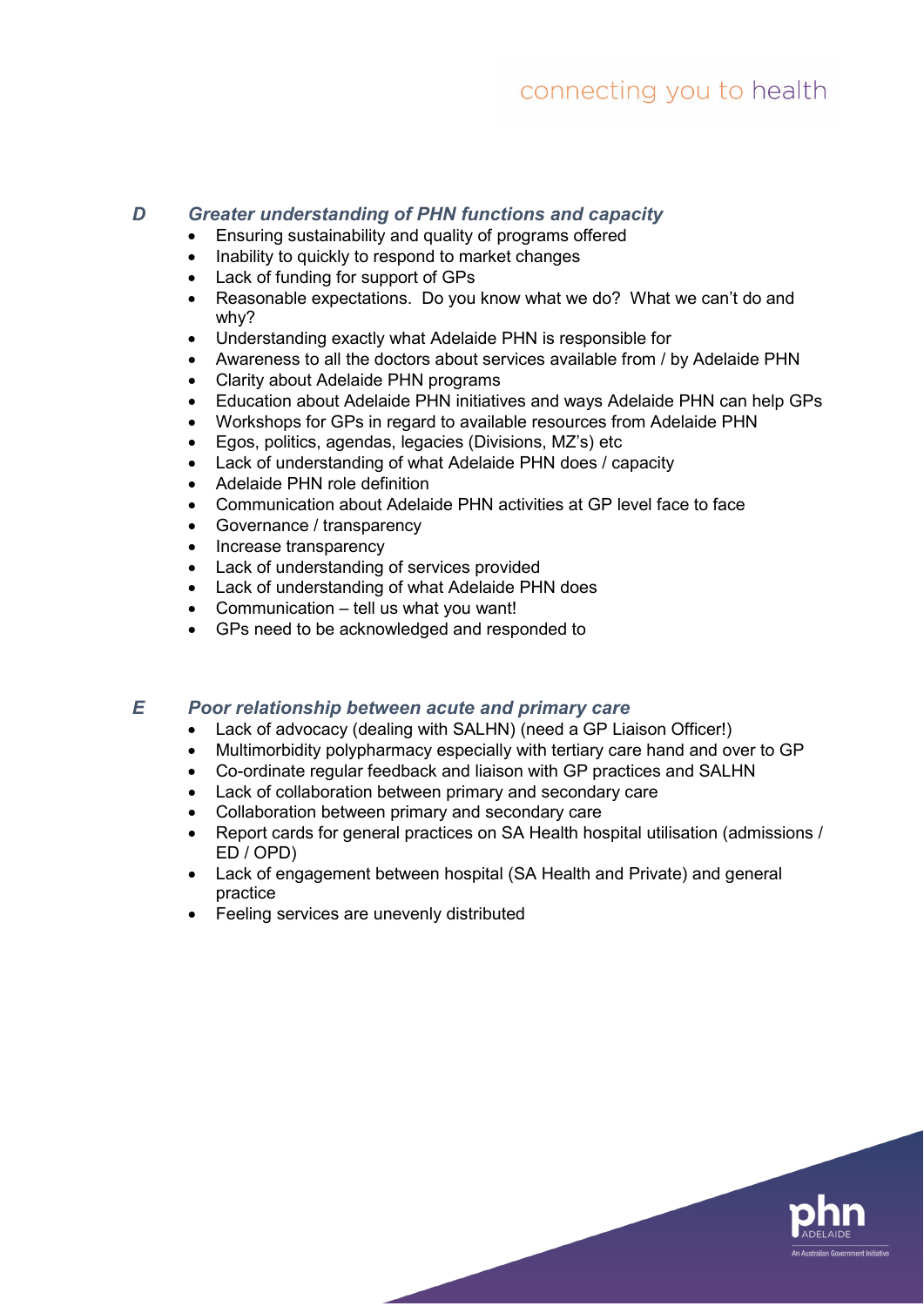### D Greater understanding of PHN functions and capacity

- Ensuring sustainability and quality of programs offered
- Inability to quickly to respond to market changes
- Lack of funding for support of GPs
- Reasonable expectations. Do you know what we do? What we can't do and why?
- Understanding exactly what Adelaide PHN is responsible for
- Awareness to all the doctors about services available from / by Adelaide PHN
- Clarity about Adelaide PHN programs
- Education about Adelaide PHN initiatives and ways Adelaide PHN can help GPs
- Workshops for GPs in regard to available resources from Adelaide PHN
- Egos, politics, agendas, legacies (Divisions, MZ's) etc
- Lack of understanding of what Adelaide PHN does / capacity
- Adelaide PHN role definition
- Communication about Adelaide PHN activities at GP level face to face
- Governance / transparency
- Increase transparency
- Lack of understanding of services provided
- Lack of understanding of what Adelaide PHN does
- Communication – tell us what you want!
- GPs need to be acknowledged and responded to

### E Poor relationship between acute and primary care

- Lack of advocacy (dealing with SALHN) (need a GP Liaison Officer!)
- Multimorbidity polypharmacy especially with tertiary care hand and over to GP
- Co-ordinate regular feedback and liaison with GP practices and SALHN
- Lack of collaboration between primary and secondary care
- Collaboration between primary and secondary care
- Report cards for general practices on SA Health hospital utilisation (admissions / ED / OPD)
- Lack of engagement between hospital (SA Health and Private) and general practice
- Feeling services are unevenly distributed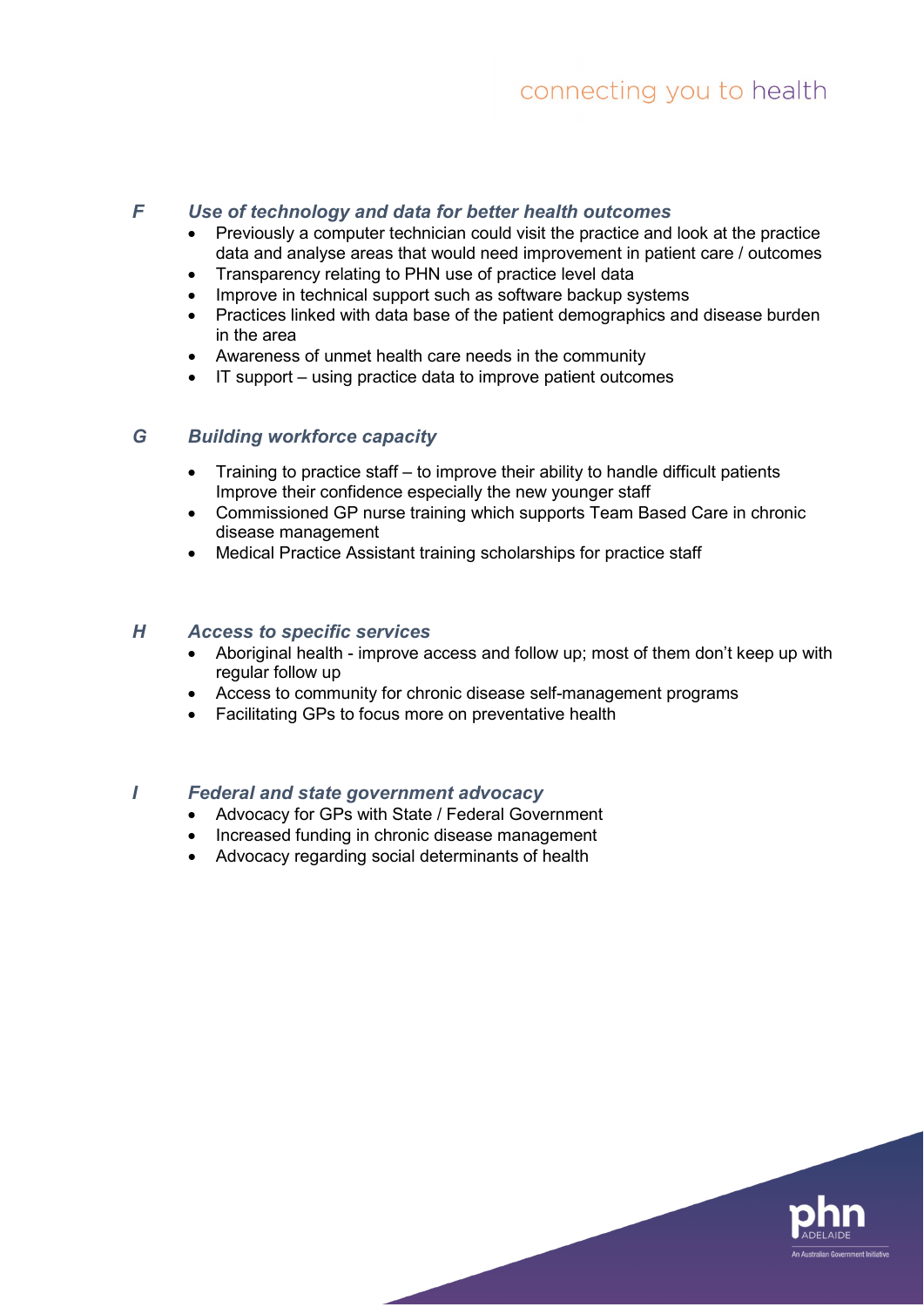### *F Use of technology and data for better health outcomes*

- Previously a computer technician could visit the practice and look at the practice data and analyse areas that would need improvement in patient care / outcomes
- Transparency relating to PHN use of practice level data
- Improve in technical support such as software backup systems
- Practices linked with data base of the patient demographics and disease burden in the area
- Awareness of unmet health care needs in the community
- IT support – using practice data to improve patient outcomes

### *G Building workforce capacity*

- Training to practice staff – to improve their ability to handle difficult patients Improve their confidence especially the new younger staff
- Commissioned GP nurse training which supports Team Based Care in chronic disease management
- Medical Practice Assistant training scholarships for practice staff

### *H Access to specific services*

- Aboriginal health - improve access and follow up; most of them don't keep up with regular follow up
- Access to community for chronic disease self-management programs
- Facilitating GPs to focus more on preventative health

### *I Federal and state government advocacy*

- Advocacy for GPs with State / Federal Government
- Increased funding in chronic disease management
- Advocacy regarding social determinants of health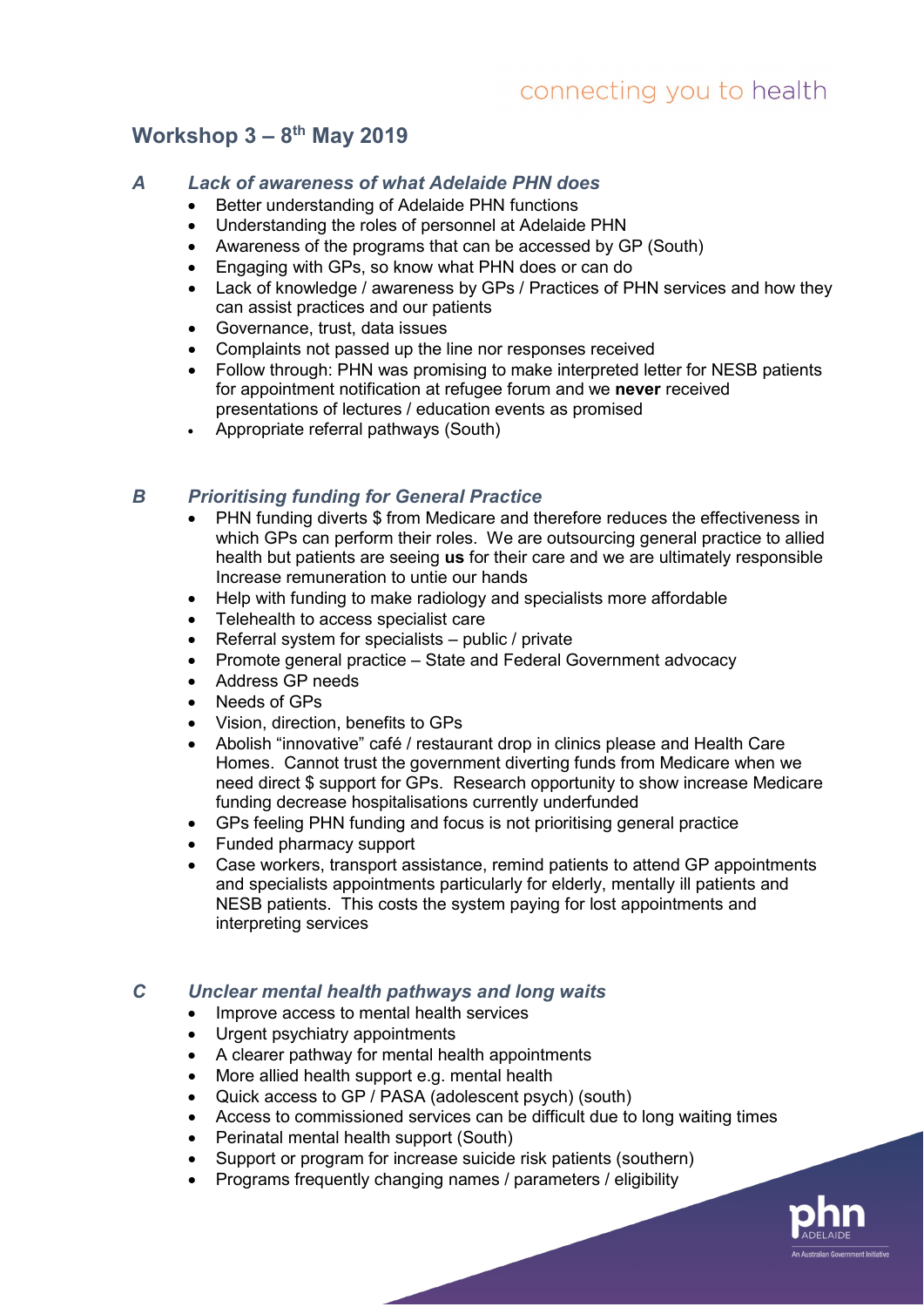## Workshop 3 – 8th May 2019

### *A Lack of awareness of what Adelaide PHN does*

- Better understanding of Adelaide PHN functions
- Understanding the roles of personnel at Adelaide PHN
- Awareness of the programs that can be accessed by GP (South)
- Engaging with GPs, so know what PHN does or can do
- Lack of knowledge / awareness by GPs / Practices of PHN services and how they can assist practices and our patients
- Governance, trust, data issues
- Complaints not passed up the line nor responses received
- Follow through: PHN was promising to make interpreted letter for NESB patients for appointment notification at refugee forum and we **never** received presentations of lectures / education events as promised
- Appropriate referral pathways (South)

### *B Prioritising funding for General Practice*

- PHN funding diverts $ from Medicare and therefore reduces the effectiveness in which GPs can perform their roles. We are outsourcing general practice to allied health but patients are seeing **us** for their care and we are ultimately responsible Increase remuneration to untie our hands
- Help with funding to make radiology and specialists more affordable
- Telehealth to access specialist care
- Referral system for specialists – public / private
- Promote general practice – State and Federal Government advocacy
- Address GP needs
- Needs of GPs
- Vision, direction, benefits to GPs
- Abolish "innovative" café / restaurant drop in clinics please and Health Care Homes. Cannot trust the government diverting funds from Medicare when we need direct $ support for GPs. Research opportunity to show increase Medicare funding decrease hospitalisations currently underfunded
- GPs feeling PHN funding and focus is not prioritising general practice
- Funded pharmacy support
- Case workers, transport assistance, remind patients to attend GP appointments and specialists appointments particularly for elderly, mentally ill patients and NESB patients. This costs the system paying for lost appointments and interpreting services

### *C Unclear mental health pathways and long waits*

- Improve access to mental health services
- Urgent psychiatry appointments
- A clearer pathway for mental health appointments
- More allied health support e.g. mental health
- Quick access to GP / PASA (adolescent psych) (south)
- Access to commissioned services can be difficult due to long waiting times
- Perinatal mental health support (South)
- Support or program for increase suicide risk patients (southern)
- Programs frequently changing names / parameters / eligibility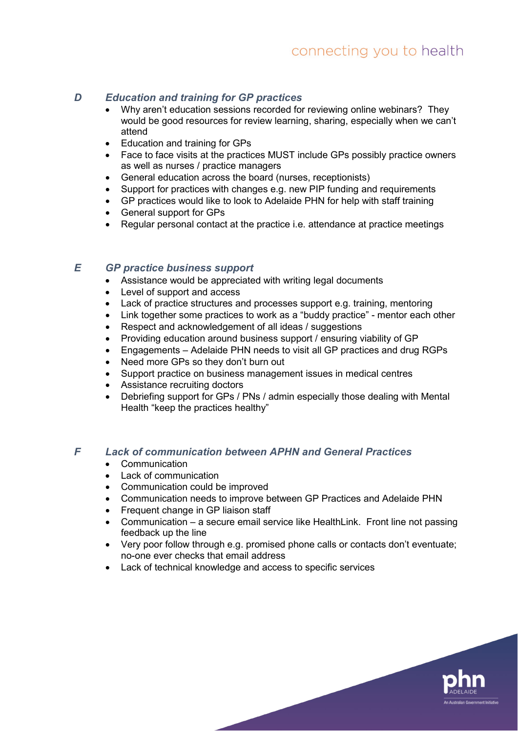### D *Education and training for GP practices*

- Why aren't education sessions recorded for reviewing online webinars? They would be good resources for review learning, sharing, especially when we can't attend
- Education and training for GPs
- Face to face visits at the practices MUST include GPs possibly practice owners as well as nurses / practice managers
- General education across the board (nurses, receptionists)
- Support for practices with changes e.g. new PIP funding and requirements
- GP practices would like to look to Adelaide PHN for help with staff training
- General support for GPs
- Regular personal contact at the practice i.e. attendance at practice meetings

### E *GP practice business support*

- Assistance would be appreciated with writing legal documents
- Level of support and access
- Lack of practice structures and processes support e.g. training, mentoring
- Link together some practices to work as a "buddy practice" - mentor each other
- Respect and acknowledgement of all ideas / suggestions
- Providing education around business support / ensuring viability of GP
- Engagements – Adelaide PHN needs to visit all GP practices and drug RGPs
- Need more GPs so they don't burn out
- Support practice on business management issues in medical centres
- Assistance recruiting doctors
- Debriefing support for GPs / PNs / admin especially those dealing with Mental Health "keep the practices healthy"

### F *Lack of communication between APHN and General Practices*

- Communication
- Lack of communication
- Communication could be improved
- Communication needs to improve between GP Practices and Adelaide PHN
- Frequent change in GP liaison staff
- Communication – a secure email service like HealthLink. Front line not passing feedback up the line
- Very poor follow through e.g. promised phone calls or contacts don't eventuate; no-one ever checks that email address
- Lack of technical knowledge and access to specific services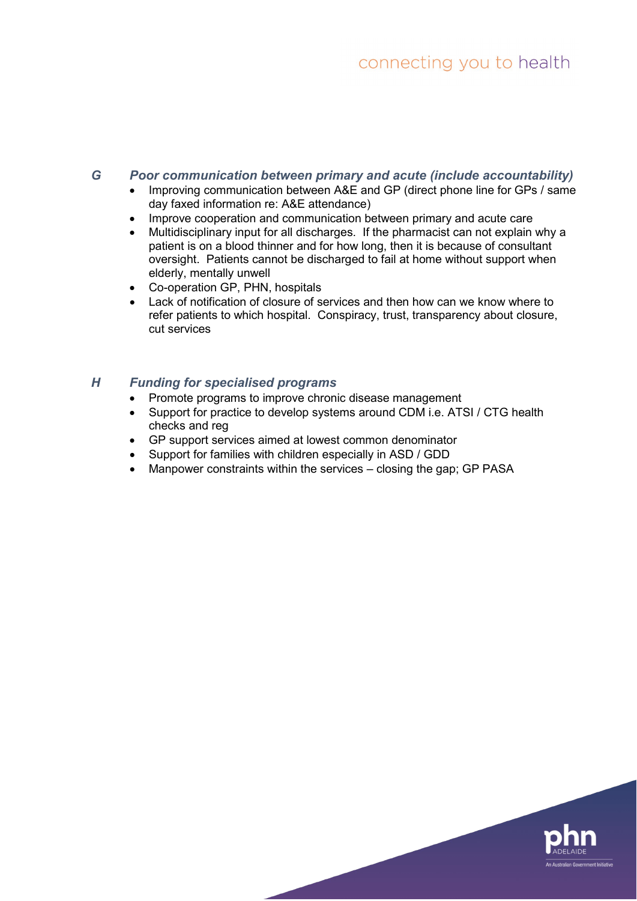### G Poor communication between primary and acute (include accountability)

- Improving communication between A&E and GP (direct phone line for GPs / same day faxed information re: A&E attendance)
- Improve cooperation and communication between primary and acute care
- Multidisciplinary input for all discharges. If the pharmacist can not explain why a patient is on a blood thinner and for how long, then it is because of consultant oversight. Patients cannot be discharged to fail at home without support when elderly, mentally unwell
- Co-operation GP, PHN, hospitals
- Lack of notification of closure of services and then how can we know where to refer patients to which hospital. Conspiracy, trust, transparency about closure, cut services

### H Funding for specialised programs

- Promote programs to improve chronic disease management
- Support for practice to develop systems around CDM i.e. ATSI / CTG health checks and reg
- GP support services aimed at lowest common denominator
- Support for families with children especially in ASD / GDD
- Manpower constraints within the services – closing the gap; GP PASA